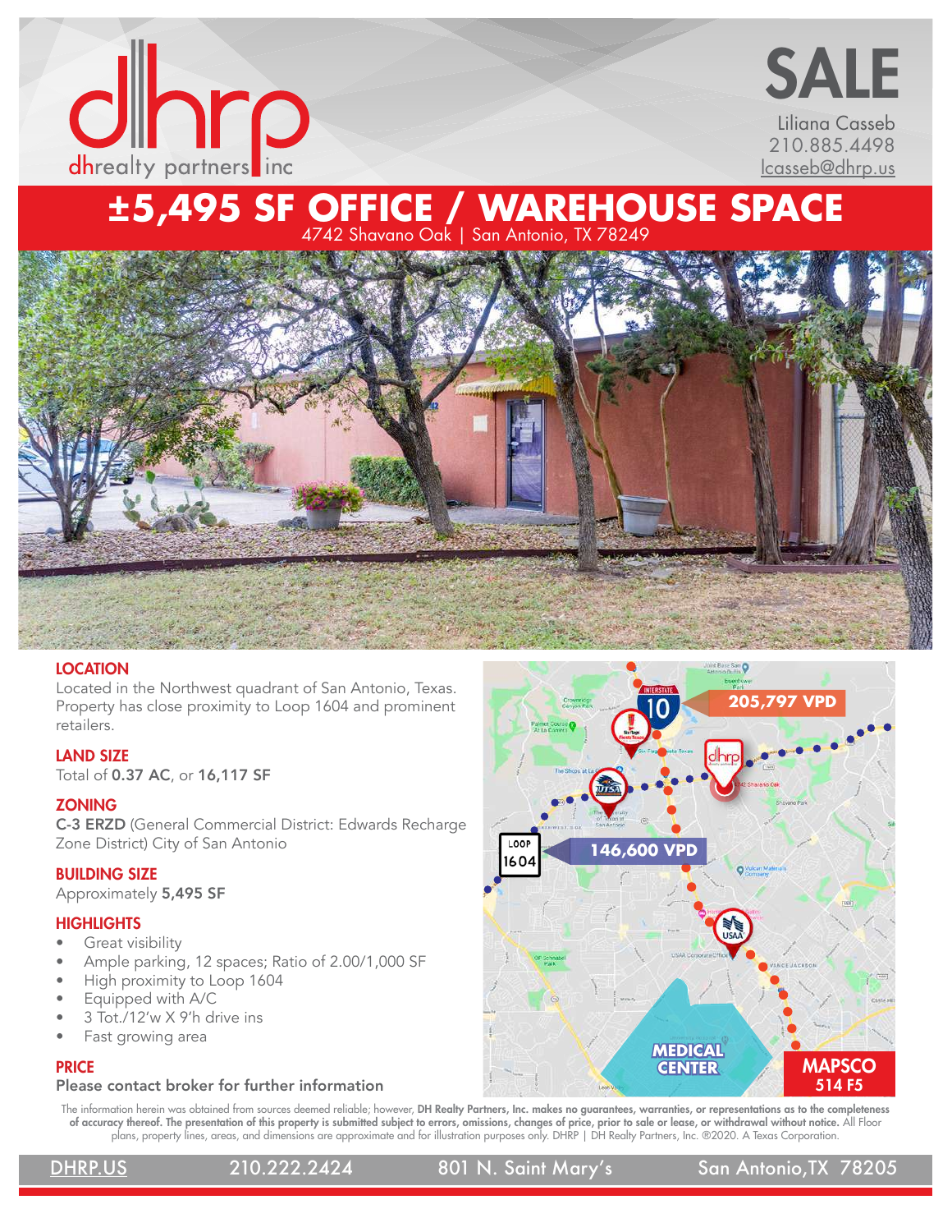dhrp
dhrealty partners inc

# SALE

Liliana Casseb
210.885.4498
lcasseb@dhrp.us

# ±5,495 SF OFFICE / WAREHOUSE SPACE

4742 Shavano Oak | San Antonio, TX 78249

### LOCATION

Located in the Northwest quadrant of San Antonio, Texas. Property has close proximity to Loop 1604 and prominent retailers.

### LAND SIZE

Total of **0.37 AC**, or **16,117 SF**

### ZONING

**C-3 ERZD** (General Commercial District: Edwards Recharge Zone District) City of San Antonio

### BUILDING SIZE

Approximately **5,495 SF**

### HIGHLIGHTS

- Great visibility
- Ample parking, 12 spaces; Ratio of 2.00/1,000 SF
- High proximity to Loop 1604
- Equipped with A/C
- 3 Tot./12'w X 9'h drive ins
- Fast growing area

### PRICE

**Please contact broker for further information**

Interstate 10: 205,797 VPD

Loop 1604: 146,600 VPD

MEDICAL CENTER

MAPSCO 514 F5

The information herein was obtained from sources deemed reliable; however, **DH Realty Partners, Inc. makes no guarantees, warranties, or representations as to the completeness of accuracy thereof. The presentation of this property is submitted subject to errors, omissions, changes of price, prior to sale or lease, or withdrawal without notice.** All Floor plans, property lines, areas, and dimensions are approximate and for illustration purposes only. DHRP | DH Realty Partners, Inc. ®2020. A Texas Corporation.

DHRP.US | 210.222.2424 | 801 N. Saint Mary's | San Antonio, TX 78205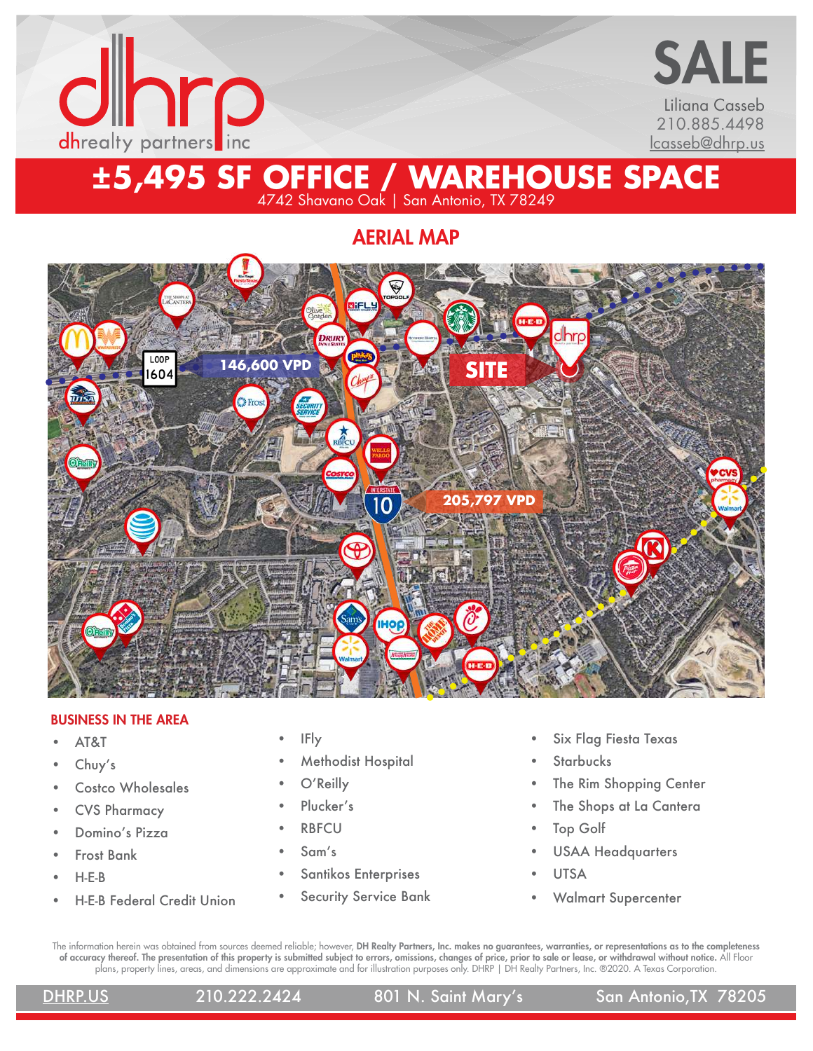dhrp

dhrealty partners inc

# SALE

Liliana Casseb
210.885.4498
lcasseb@dhrp.us

# ±5,495 SF OFFICE / WAREHOUSE SPACE

4742 Shavano Oak | San Antonio, TX 78249

## AERIAL MAP

LOOP 1604 — 146,600 VPD

SITE

INTERSTATE 10 — 205,797 VPD

### BUSINESS IN THE AREA

- AT&T
- Chuy's
- Costco Wholesales
- CVS Pharmacy
- Domino's Pizza
- Frost Bank
- H-E-B
- H-E-B Federal Credit Union
- IFly
- Methodist Hospital
- O'Reilly
- Plucker's
- RBFCU
- Sam's
- Santikos Enterprises
- Security Service Bank
- Six Flag Fiesta Texas
- Starbucks
- The Rim Shopping Center
- The Shops at La Cantera
- Top Golf
- USAA Headquarters
- UTSA
- Walmart Supercenter

The information herein was obtained from sources deemed reliable; however, **DH Realty Partners, Inc. makes no guarantees, warranties, or representations as to the completeness of accuracy thereof. The presentation of this property is submitted subject to errors, omissions, changes of price, prior to sale or lease, or withdrawal without notice.** All Floor plans, property lines, areas, and dimensions are approximate and for illustration purposes only. DHRP | DH Realty Partners, Inc. ®2020. A Texas Corporation.

DHRP.US 210.222.2424 801 N. Saint Mary's San Antonio, TX 78205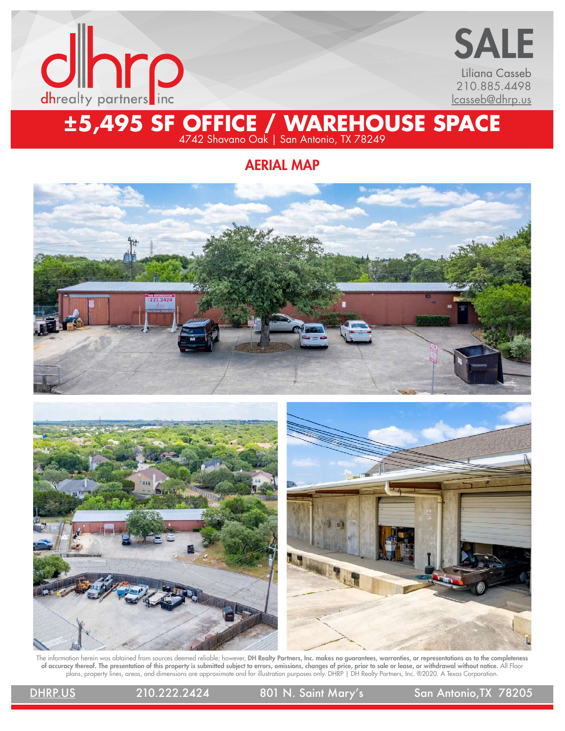dhrealty partners inc

# SALE

Liliana Casseb
210.885.4498
lcasseb@dhrp.us

# ±5,495 SF OFFICE / WAREHOUSE SPACE

4742 Shavano Oak | San Antonio, TX 78249

## AERIAL MAP

The information herein was obtained from sources deemed reliable; however, **DH Realty Partners, Inc. makes no guarantees, warranties, or representations as to the completeness of accuracy thereof. The presentation of this property is submitted subject to errors, omissions, changes of price, prior to sale or lease, or withdrawal without notice.** All Floor plans, property lines, areas, and dimensions are approximate and for illustration purposes only. DHRP | DH Realty Partners, Inc. ®2020. A Texas Corporation.

DHRP.US | 210.222.2424 | 801 N. Saint Mary's | San Antonio, TX 78205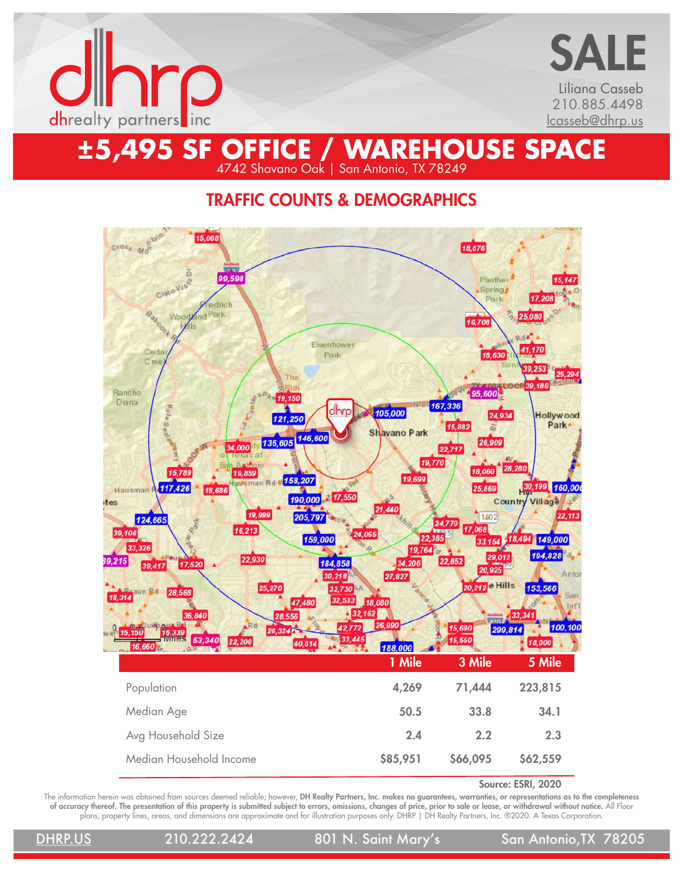dhrp dhrealty partners inc

# SALE

Liliana Casseb
210.885.4498
lcasseb@dhrp.us

# ±5,495 SF OFFICE / WAREHOUSE SPACE

4742 Shavano Oak | San Antonio, TX 78249

## TRAFFIC COUNTS & DEMOGRAPHICS

| | 1 Mile | 3 Mile | 5 Mile |
|---|---|---|---|
| Population | 4,269 | 71,444 | 223,815 |
| Median Age | 50.5 | 33.8 | 34.1 |
| Avg Household Size | 2.4 | 2.2 | 2.3 |
| Median Household Income | $85,951 | $66,095 | $62,559 |

Source: ESRI, 2020

The information herein was obtained from sources deemed reliable; however, **DH Realty Partners, Inc. makes no guarantees, warranties, or representations as to the completeness of accuracy thereof. The presentation of this property is submitted subject to errors, omissions, changes of price, prior to sale or lease, or withdrawal without notice.** All Floor plans, property lines, areas, and dimensions are approximate and for illustration purposes only. DHRP | DH Realty Partners, Inc. ®2020. A Texas Corporation.

DHRP.US 210.222.2424 801 N. Saint Mary's San Antonio,TX 78205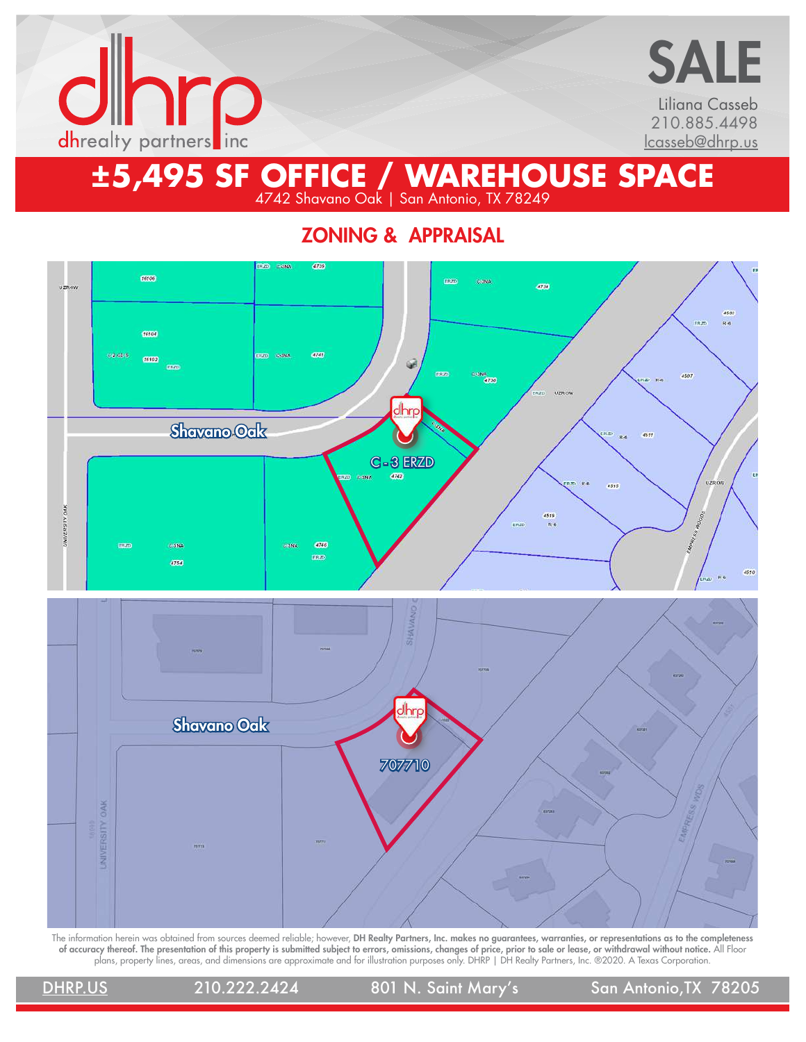# SALE

Liliana Casseb
210.885.4498
lcasseb@dhrp.us

# ±5,495 SF OFFICE / WAREHOUSE SPACE

4742 Shavano Oak | San Antonio, TX 78249

## ZONING & APPRAISAL

The information herein was obtained from sources deemed reliable; however, **DH Realty Partners, Inc. makes no guarantees, warranties, or representations as to the completeness of accuracy thereof. The presentation of this property is submitted subject to errors, omissions, changes of price, prior to sale or lease, or withdrawal without notice.** All Floor plans, property lines, areas, and dimensions are approximate and for illustration purposes only. DHRP | DH Realty Partners, Inc. ®2020. A Texas Corporation.

DHRP.US | 210.222.2424 | 801 N. Saint Mary's | San Antonio, TX 78205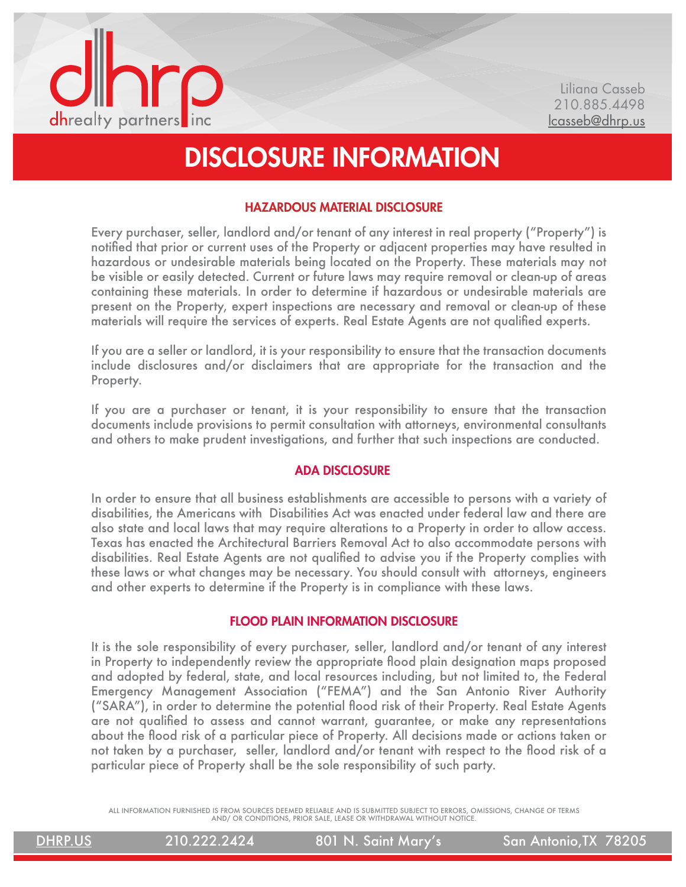Liliana Casseb
210.885.4498
lcasseb@dhrp.us

# DISCLOSURE INFORMATION

## HAZARDOUS MATERIAL DISCLOSURE

Every purchaser, seller, landlord and/or tenant of any interest in real property ("Property") is notified that prior or current uses of the Property or adjacent properties may have resulted in hazardous or undesirable materials being located on the Property. These materials may not be visible or easily detected. Current or future laws may require removal or clean-up of areas containing these materials. In order to determine if hazardous or undesirable materials are present on the Property, expert inspections are necessary and removal or clean-up of these materials will require the services of experts. Real Estate Agents are not qualified experts.

If you are a seller or landlord, it is your responsibility to ensure that the transaction documents include disclosures and/or disclaimers that are appropriate for the transaction and the Property.

If you are a purchaser or tenant, it is your responsibility to ensure that the transaction documents include provisions to permit consultation with attorneys, environmental consultants and others to make prudent investigations, and further that such inspections are conducted.

## ADA DISCLOSURE

In order to ensure that all business establishments are accessible to persons with a variety of disabilities, the Americans with Disabilities Act was enacted under federal law and there are also state and local laws that may require alterations to a Property in order to allow access. Texas has enacted the Architectural Barriers Removal Act to also accommodate persons with disabilities. Real Estate Agents are not qualified to advise you if the Property complies with these laws or what changes may be necessary. You should consult with attorneys, engineers and other experts to determine if the Property is in compliance with these laws.

## FLOOD PLAIN INFORMATION DISCLOSURE

It is the sole responsibility of every purchaser, seller, landlord and/or tenant of any interest in Property to independently review the appropriate flood plain designation maps proposed and adopted by federal, state, and local resources including, but not limited to, the Federal Emergency Management Association ("FEMA") and the San Antonio River Authority ("SARA"), in order to determine the potential flood risk of their Property. Real Estate Agents are not qualified to assess and cannot warrant, guarantee, or make any representations about the flood risk of a particular piece of Property. All decisions made or actions taken or not taken by a purchaser, seller, landlord and/or tenant with respect to the flood risk of a particular piece of Property shall be the sole responsibility of such party.

ALL INFORMATION FURNISHED IS FROM SOURCES DEEMED RELIABLE AND IS SUBMITTED SUBJECT TO ERRORS, OMISSIONS, CHANGE OF TERMS AND/ OR CONDITIONS, PRIOR SALE, LEASE OR WITHDRAWAL WITHOUT NOTICE.

DHRP.US 210.222.2424 801 N. Saint Mary's San Antonio,TX 78205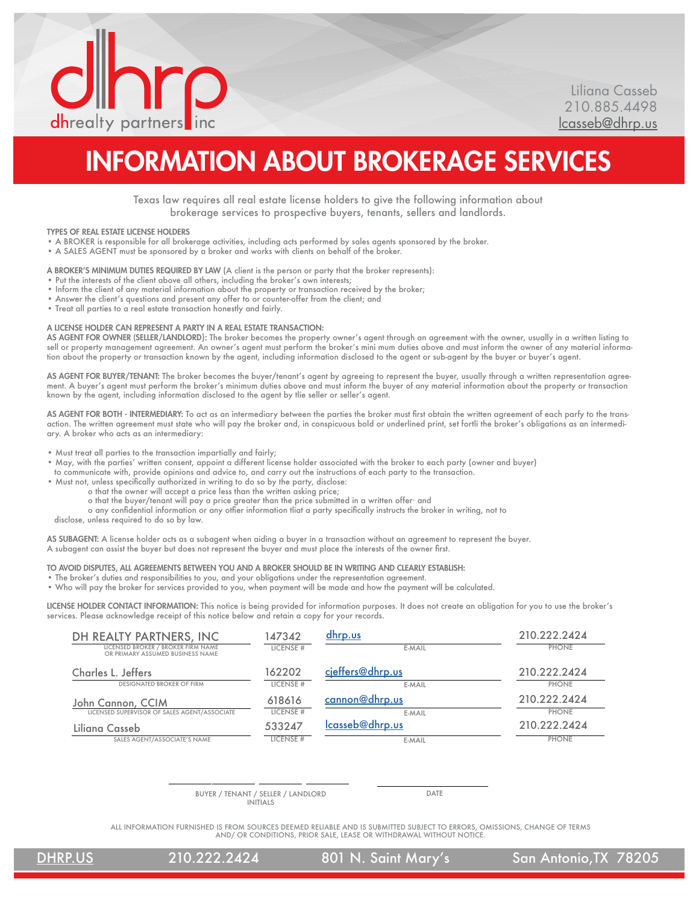dhrp
dhrealty partners inc

Liliana Casseb
210.885.4498
lcasseb@dhrp.us

# INFORMATION ABOUT BROKERAGE SERVICES

Texas law requires all real estate license holders to give the following information about brokerage services to prospective buyers, tenants, sellers and landlords.

**TYPES OF REAL ESTATE LICENSE HOLDERS**
- A BROKER is responsible for all brokerage activities, including acts performed by sales agents sponsored by the broker.
- A SALES AGENT must be sponsored by a broker and works with clients on behalf of the broker.

**A BROKER'S MINIMUM DUTIES REQUIRED BY LAW** (A client is the person or party that the broker represents):
- Put the interests of the client above all others, including the broker's own interests;
- Inform the client of any material information about the property or transaction received by the broker;
- Answer the client's questions and present any offer to or counter-offer from the client; and
- Treat all parties to a real estate transaction honestly and fairly.

**A LICENSE HOLDER CAN REPRESENT A PARTY IN A REAL ESTATE TRANSACTION:**
**AS AGENT FOR OWNER (SELLER/LANDLORD):** The broker becomes the property owner's agent through an agreement with the owner, usually in a written listing to sell or property management agreement. An owner's agent must perform the broker's mini mum duties above and must inform the owner of any material information about the property or transaction known by the agent, including information disclosed to the agent or sub-agent by the buyer or buyer's agent.

**AS AGENT FOR BUYER/TENANT:** The broker becomes the buyer/tenant's agent by agreeing to represent the buyer, usually through a written representation agreement. A buyer's agent must perform the broker's minimum duties above and must inform the buyer of any material information about the property or transaction known by the agent, including information disclosed to the agent by tlie seller or seller's agent.

**AS AGENT FOR BOTH - INTERMEDIARY:** To act as an intermediary between the parties the broker must first obtain the written agreement of each parfy to the transaction. The written agreement must state who will pay the broker and, in conspicuous bold or underlined print, set fortli the broker's obligations as an intermediary. A broker who acts as an intermediary:

- Must treat all parties to the transaction impartially and fairly;
- May, with the parties' written consent, appoint a different license holder associated with the broker to each party (owner and buyer) to communicate with, provide opinions and advice to, and carry out the instructions of each party to the transaction.
- Must not, unless specifically authorized in writing to do so by the party, disclose:
  - o that the owner will accept a price less than the written asking price;
  - o that the buyer/tenant will pay a price greater than the price submitted in a written offer· and
  - o any confidential information or any otfier information tliat a party specifically instructs the broker in writing, not to disclose, unless required to do so by law.

**AS SUBAGENT:** A license holder acts as a subagent when aiding a buyer in a transaction without an agreement to represent the buyer. A subagent can assist the buyer but does not represent the buyer and must place the interests of the owner first.

**TO AVOID DISPUTES, ALL AGREEMENTS BETWEEN YOU AND A BROKER SHOULD BE IN WRITING AND CLEARLY ESTABLISH:**
- The broker's duties and responsibilities to you, and your obligations under the representation agreement.
- Who will pay the broker for services provided to you, when payment will be made and how the payment will be calculated.

**LICENSE HOLDER CONTACT INFORMATION:** This notice is being provided for information purposes. It does not create an obligation for you to use the broker's services. Please acknowledge receipt of this notice below and retain a copy for your records.

| Name | License # | E-mail | Phone |
|---|---|---|---|
| DH REALTY PARTNERS, INC (Licensed Broker / Broker Firm Name or Primary Assumed Business Name) | 147342 | dhrp.us | 210.222.2424 |
| Charles L. Jeffers (Designated Broker of Firm) | 162202 | cjeffers@dhrp.us | 210.222.2424 |
| John Cannon, CCIM (Licensed Supervisor of Sales Agent/Associate) | 618616 | cannon@dhrp.us | 210.222.2424 |
| Liliana Casseb (Sales Agent/Associate's Name) | 533247 | lcasseb@dhrp.us | 210.222.2424 |

_______ _______ _______ _______ BUYER / TENANT / SELLER / LANDLORD INITIALS

_______________ DATE

ALL INFORMATION FURNISHED IS FROM SOURCES DEEMED RELIABLE AND IS SUBMITTED SUBJECT TO ERRORS, OMISSIONS, CHANGE OF TERMS AND/ OR CONDITIONS, PRIOR SALE, LEASE OR WITHDRAWAL WITHOUT NOTICE.

DHRP.US 210.222.2424 801 N. Saint Mary's San Antonio,TX 78205